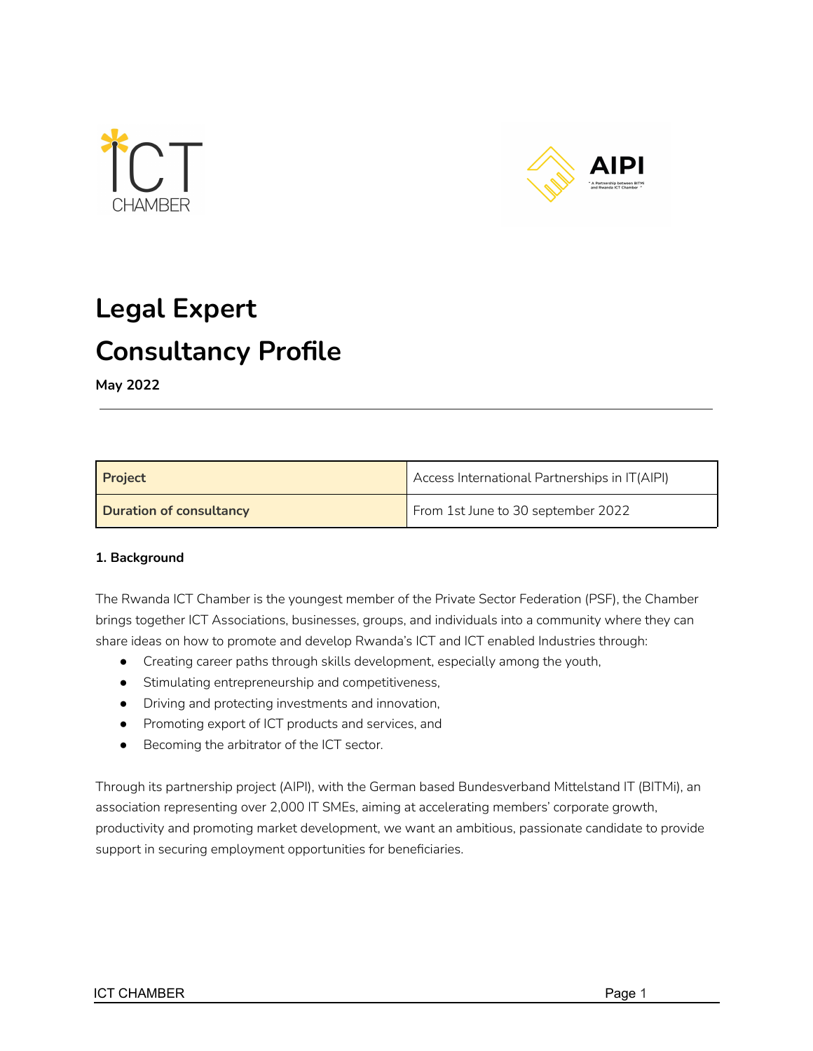# Legal Expert

# Consultancy Profile

**May 2022**

---

| **Project** | Access International Partnerships in IT(AIPI) |
|---|---|
| **Duration of consultancy** | From 1st June to 30 september 2022 |

**1. Background**

The Rwanda ICT Chamber is the youngest member of the Private Sector Federation (PSF), the Chamber brings together ICT Associations, businesses, groups, and individuals into a community where they can share ideas on how to promote and develop Rwanda's ICT and ICT enabled Industries through:

- Creating career paths through skills development, especially among the youth,
- Stimulating entrepreneurship and competitiveness,
- Driving and protecting investments and innovation,
- Promoting export of ICT products and services, and
- Becoming the arbitrator of the ICT sector.

Through its partnership project (AIPI), with the German based Bundesverband Mittelstand IT (BITMi), an association representing over 2,000 IT SMEs, aiming at accelerating members' corporate growth, productivity and promoting market development, we want an ambitious, passionate candidate to provide support in securing employment opportunities for beneficiaries.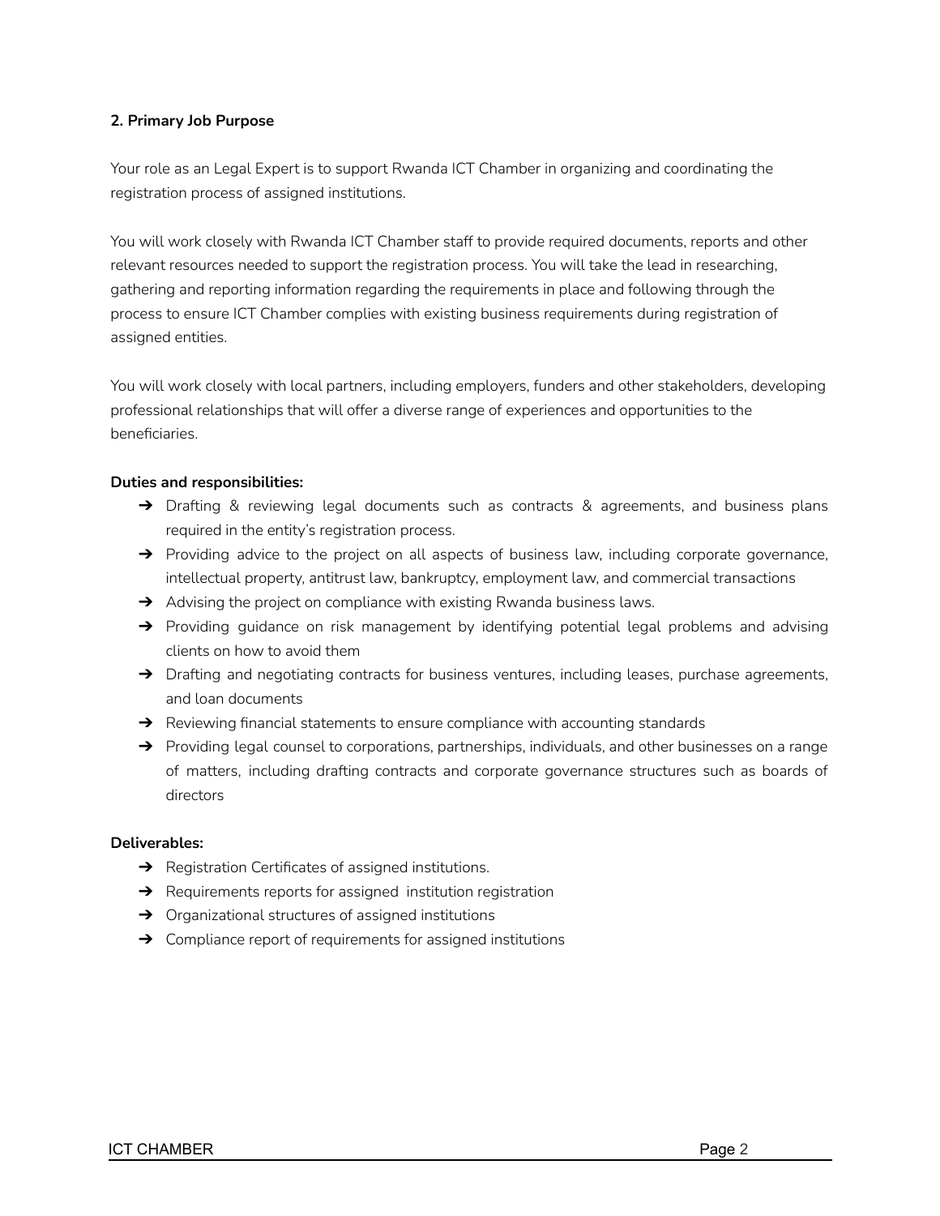**2. Primary Job Purpose**

Your role as an Legal Expert is to support Rwanda ICT Chamber in organizing and coordinating the registration process of assigned institutions.

You will work closely with Rwanda ICT Chamber staff to provide required documents, reports and other relevant resources needed to support the registration process. You will take the lead in researching, gathering and reporting information regarding the requirements in place and following through the process to ensure ICT Chamber complies with existing business requirements during registration of assigned entities.

You will work closely with local partners, including employers, funders and other stakeholders, developing professional relationships that will offer a diverse range of experiences and opportunities to the beneficiaries.

**Duties and responsibilities:**

- Drafting & reviewing legal documents such as contracts & agreements, and business plans required in the entity's registration process.
- Providing advice to the project on all aspects of business law, including corporate governance, intellectual property, antitrust law, bankruptcy, employment law, and commercial transactions
- Advising the project on compliance with existing Rwanda business laws.
- Providing guidance on risk management by identifying potential legal problems and advising clients on how to avoid them
- Drafting and negotiating contracts for business ventures, including leases, purchase agreements, and loan documents
- Reviewing financial statements to ensure compliance with accounting standards
- Providing legal counsel to corporations, partnerships, individuals, and other businesses on a range of matters, including drafting contracts and corporate governance structures such as boards of directors

**Deliverables:**

- Registration Certificates of assigned institutions.
- Requirements reports for assigned institution registration
- Organizational structures of assigned institutions
- Compliance report of requirements for assigned institutions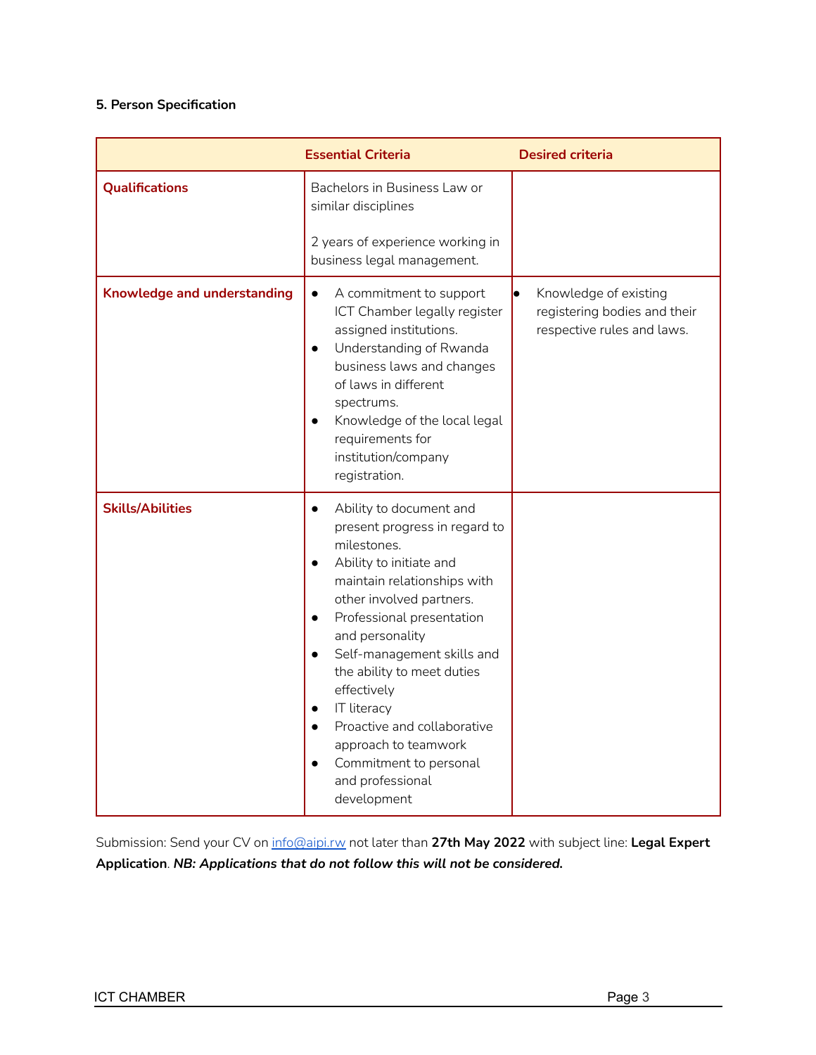**5. Person Specification**

| | Essential Criteria | Desired criteria |
|---|---|---|
| **Qualifications** | Bachelors in Business Law or similar disciplines<br><br>2 years of experience working in business legal management. | |
| **Knowledge and understanding** | • A commitment to support ICT Chamber legally register assigned institutions.<br>• Understanding of Rwanda business laws and changes of laws in different spectrums.<br>• Knowledge of the local legal requirements for institution/company registration. | • Knowledge of existing registering bodies and their respective rules and laws. |
| **Skills/Abilities** | • Ability to document and present progress in regard to milestones.<br>• Ability to initiate and maintain relationships with other involved partners.<br>• Professional presentation and personality<br>• Self-management skills and the ability to meet duties effectively<br>• IT literacy<br>• Proactive and collaborative approach to teamwork<br>• Commitment to personal and professional development | |

Submission: Send your CV on [info@aipi.rw](mailto:info@aipi.rw) not later than **27th May 2022** with subject line: **Legal Expert Application**. ***NB: Applications that do not follow this will not be considered.***